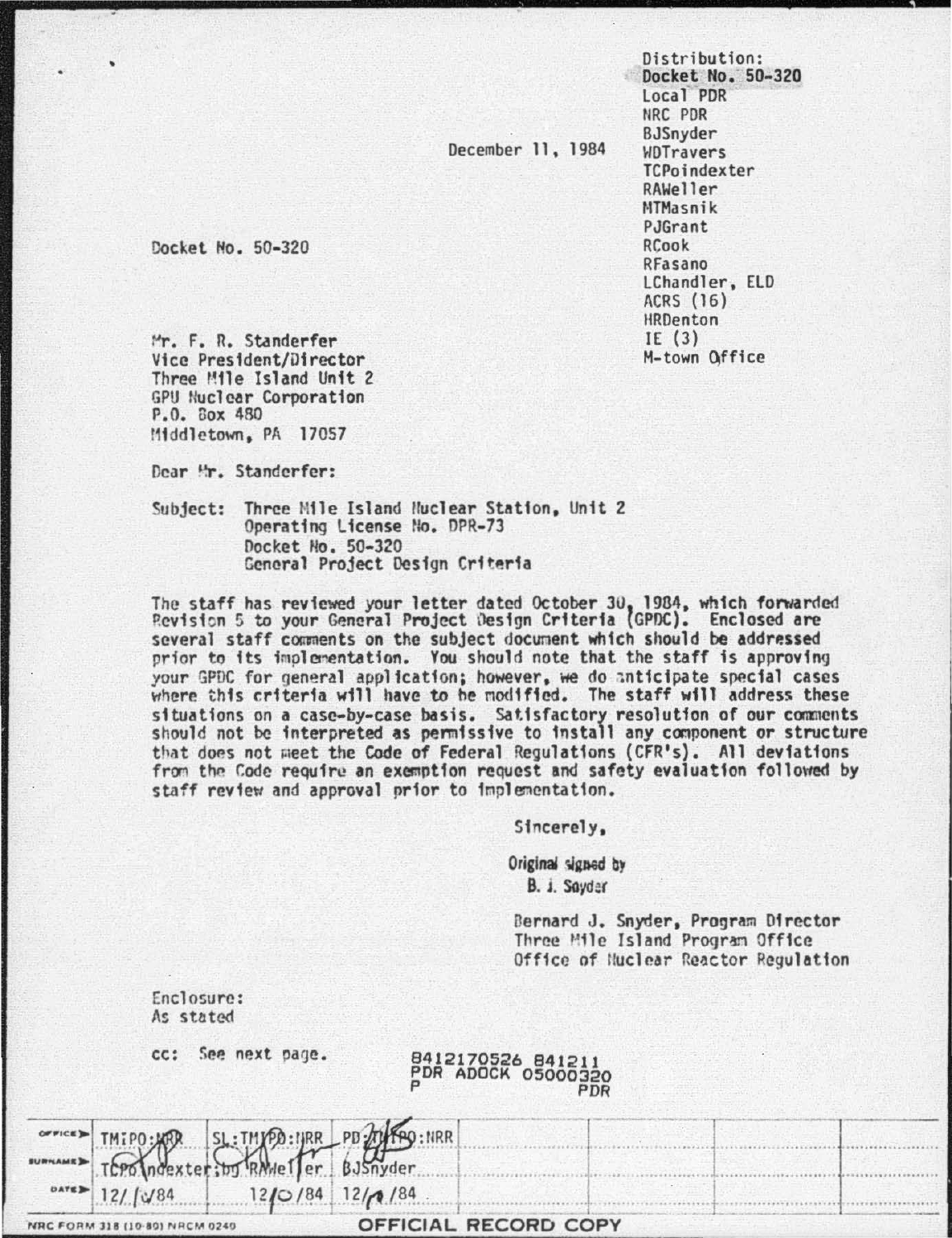Distribution:
Docket No. 50-320
Local PDR
NRC PDR
BJSnyder
WDTravers
TCPoindexter
RAWeller
MTMasnik
PJGrant
RCook
RFasano
LChandler, ELD
ACRS (16)
HRDenton
IE (3)
M-town Office

December 11, 1984

Docket No. 50-320

Mr. F. R. Standerfer
Vice President/Director
Three Mile Island Unit 2
GPU Nuclear Corporation
P.O. Box 480
Middletown, PA 17057

Dear Mr. Standerfer:

Subject: Three Mile Island Nuclear Station, Unit 2
Operating License No. DPR-73
Docket No. 50-320
General Project Design Criteria

The staff has reviewed your letter dated October 30, 1984, which forwarded Revision 5 to your General Project Design Criteria (GPDC). Enclosed are several staff comments on the subject document which should be addressed prior to its implementation. You should note that the staff is approving your GPDC for general application; however, we do anticipate special cases where this criteria will have to be modified. The staff will address these situations on a case-by-case basis. Satisfactory resolution of our comments should not be interpreted as permissive to install any component or structure that does not meet the Code of Federal Regulations (CFR's). All deviations from the Code require an exemption request and safety evaluation followed by staff review and approval prior to implementation.

Sincerely,

Original signed by
B. J. Snyder

Bernard J. Snyder, Program Director
Three Mile Island Program Office
Office of Nuclear Reactor Regulation

Enclosure:
As stated

cc: See next page.

8412170526 841211
PDR ADOCK 05000320
P PDR

| OFFICE | TMIPO:NRR | SL:TMIPO:NRR | PD:TMIPO:NRR |
|---|---|---|---|
| SURNAME | TCPoindexter:bg | RAWeller | BJSnyder |
| DATE | 12/10/84 | 12/10/84 | 12/10/84 |

NRC FORM 318 (10-80) NRCM 0240

OFFICIAL RECORD COPY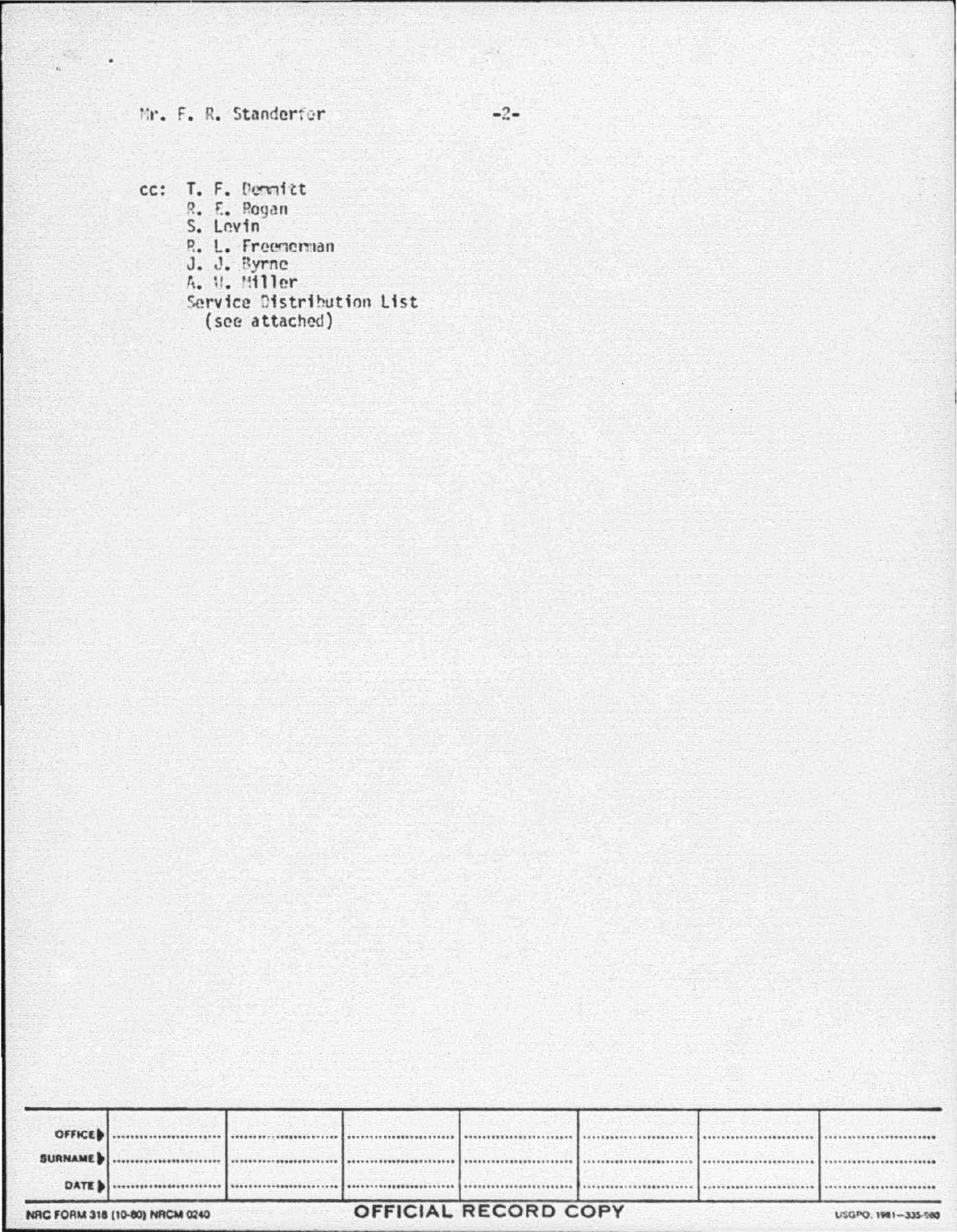Mr. F. R. Standerfer

cc: T. F. Dennitt
R. E. Rogan
S. Levin
R. L. Freeneman
J. J. Byrne
A. W. Miller
Service Distribution List
(see attached)

| OFFICE | | | | | | | |
|---|---|---|---|---|---|---|---|
| SURNAME | | | | | | | |
| DATE | | | | | | | |

NRC FORM 318 (10-80) NRCM 0240 OFFICIAL RECORD COPY USGPO: 1981—335-960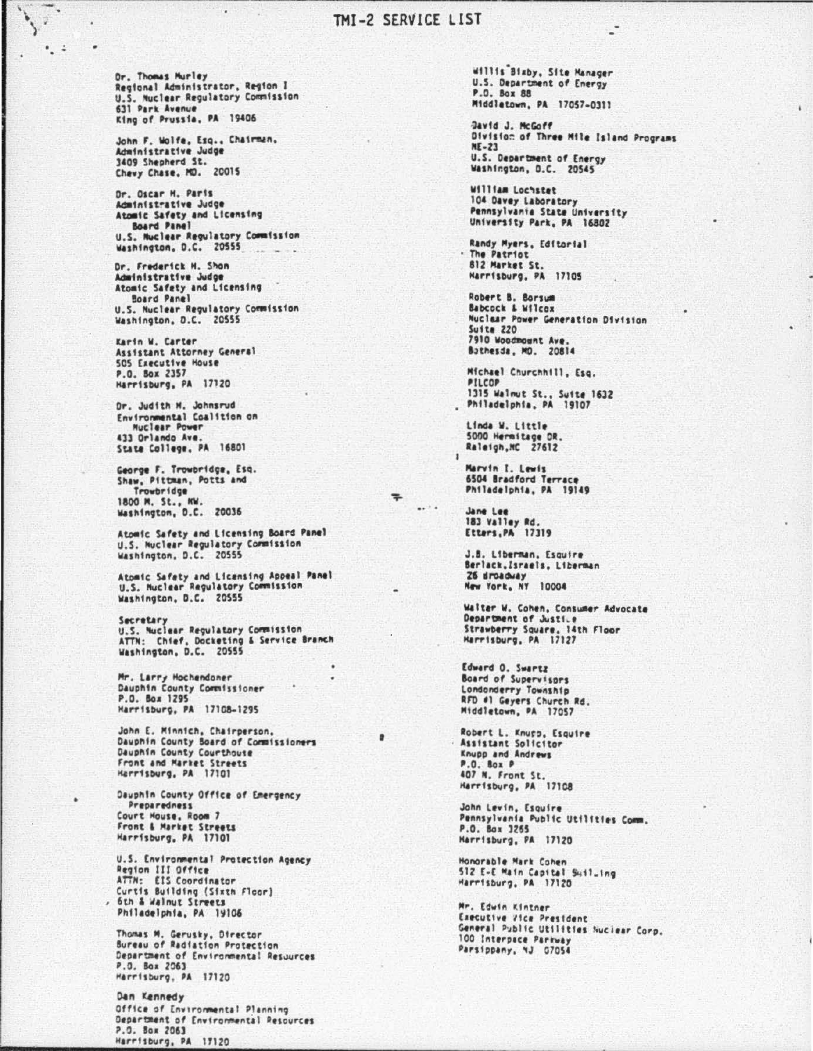# TMI-2 SERVICE LIST

Dr. Thomas Murley
Regional Administrator, Region I
U.S. Nuclear Regulatory Commission
631 Park Avenue
King of Prussia, PA 19406

John F. Wolfe, Esq., Chairman,
Administrative Judge
3409 Shepherd St.
Chevy Chase, MD. 20015

Dr. Oscar H. Paris
Administrative Judge
Atomic Safety and Licensing
Board Panel
U.S. Nuclear Regulatory Commission
Washington, D.C. 20555

Dr. Frederick H. Shon
Administrative Judge
Atomic Safety and Licensing
Board Panel
U.S. Nuclear Regulatory Commission
Washington, D.C. 20555

Karin W. Carter
Assistant Attorney General
505 Executive House
P.O. Box 2357
Harrisburg, PA 17120

Dr. Judith H. Johnsrud
Environmental Coalition on
Nuclear Power
433 Orlando Ave.
State College, PA 16801

George F. Trowbridge, Esq.
Shaw, Pittman, Potts and
Trowbridge
1800 M. St., NW.
Washington, D.C. 20036

Atomic Safety and Licensing Board Panel
U.S. Nuclear Regulatory Commission
Washington, D.C. 20555

Atomic Safety and Licensing Appeal Panel
U.S. Nuclear Regulatory Commission
Washington, D.C. 20555

Secretary
U.S. Nuclear Regulatory Commission
ATTN: Chief, Docketing & Service Branch
Washington, D.C. 20555

Mr. Larry Hochendoner
Dauphin County Commissioner
P.O. Box 1295
Harrisburg, PA 17108-1295

John E. Minnich, Chairperson,
Dauphin County Board of Commissioners
Dauphin County Courthouse
Front and Market Streets
Harrisburg, PA 17101

Dauphin County Office of Emergency
Preparedness
Court House, Room 7
Front & Market Streets
Harrisburg, PA 17101

U.S. Environmental Protection Agency
Region III Office
ATTN: EIS Coordinator
Curtis Building (Sixth Floor)
6th & Walnut Streets
Philadelphia, PA 19106

Thomas M. Gerusky, Director
Bureau of Radiation Protection
Department of Environmental Resources
P.O. Box 2063
Harrisburg, PA 17120

Dan Kennedy
Office of Environmental Planning
Department of Environmental Resources
P.O. Box 2063
Harrisburg, PA 17120

Willis Bixby, Site Manager
U.S. Department of Energy
P.O. Box 88
Middletown, PA 17057-0311

David J. McGoff
Division of Three Mile Island Programs
NE-23
U.S. Department of Energy
Washington, D.C. 20545

William Lochstet
104 Davey Laboratory
Pennsylvania State University
University Park, PA 16802

Randy Myers, Editorial
The Patriot
812 Market St.
Harrisburg, PA 17105

Robert B. Borsum
Babcock & Wilcox
Nuclear Power Generation Division
Suite 220
7910 Woodmount Ave.
Bethesda, MD. 20814

Michael Churchhill, Esq.
PILCOP
1315 Walnut St., Suite 1632
Philadelphia, PA 19107

Linda W. Little
5000 Hermitage DR.
Raleigh,NC 27612

Marvin I. Lewis
6504 Bradford Terrace
Philadelphia, PA 19149

Jane Lee
183 Valley Rd.
Etters,PA 17319

J.B. Liberman, Esquire
Berlack,Israels, Liberman
26 Broadway
New York, NY 10004

Walter W. Cohen, Consumer Advocate
Department of Justice
Strawberry Square, 14th Floor
Harrisburg, PA 17127

Edward O. Swartz
Board of Supervisors
Londonderry Township
RFD #1 Geyers Church Rd.
Middletown, PA 17057

Robert L. Knupp, Esquire
Assistant Solicitor
Knupp and Andrews
P.O. Box P
407 N. Front St.
Harrisburg, PA 17108

John Levin, Esquire
Pennsylvania Public Utilities Comm.
P.O. Box 3265
Harrisburg, PA 17120

Honorable Mark Cohen
512 E-E Main Capital Building
Harrisburg, PA 17120

Mr. Edwin Kintner
Executive Vice President
General Public Utilities Nuclear Corp.
100 Interpace Parkway
Parsippany, NJ 07054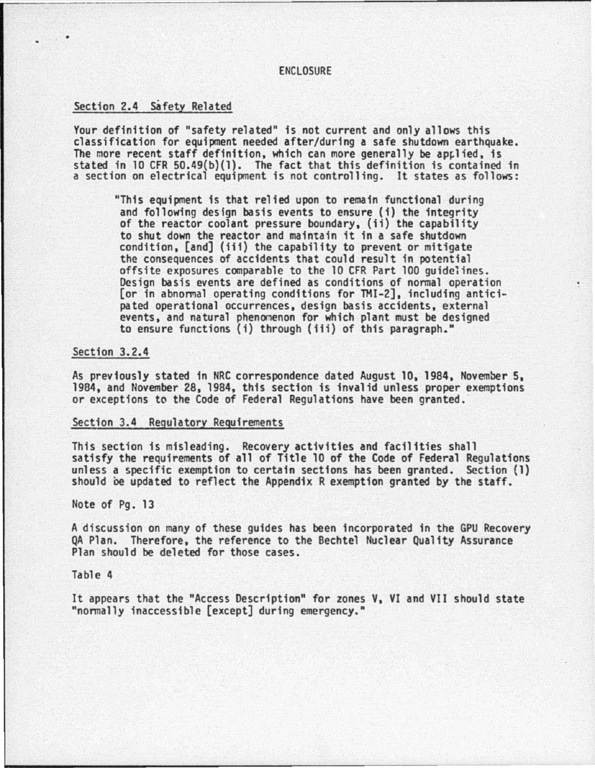# ENCLOSURE

## Section 2.4 Safety Related

Your definition of "safety related" is not current and only allows this classification for equipment needed after/during a safe shutdown earthquake. The more recent staff definition, which can more generally be applied, is stated in 10 CFR 50.49(b)(1). The fact that this definition is contained in a section on electrical equipment is not controlling. It states as follows:

> "This equipment is that relied upon to remain functional during and following design basis events to ensure (i) the integrity of the reactor coolant pressure boundary, (ii) the capability to shut down the reactor and maintain it in a safe shutdown condition, [and] (iii) the capability to prevent or mitigate the consequences of accidents that could result in potential offsite exposures comparable to the 10 CFR Part 100 guidelines. Design basis events are defined as conditions of normal operation [or in abnormal operating conditions for TMI-2], including anticipated operational occurrences, design basis accidents, external events, and natural phenomenon for which plant must be designed to ensure functions (i) through (iii) of this paragraph."

## Section 3.2.4

As previously stated in NRC correspondence dated August 10, 1984, November 5, 1984, and November 28, 1984, this section is invalid unless proper exemptions or exceptions to the Code of Federal Regulations have been granted.

## Section 3.4 Regulatory Requirements

This section is misleading. Recovery activities and facilities shall satisfy the requirements of all of Title 10 of the Code of Federal Regulations unless a specific exemption to certain sections has been granted. Section (1) should be updated to reflect the Appendix R exemption granted by the staff.

## Note of Pg. 13

A discussion on many of these guides has been incorporated in the GPU Recovery QA Plan. Therefore, the reference to the Bechtel Nuclear Quality Assurance Plan should be deleted for those cases.

## Table 4

It appears that the "Access Description" for zones V, VI and VII should state "normally inaccessible [except] during emergency."